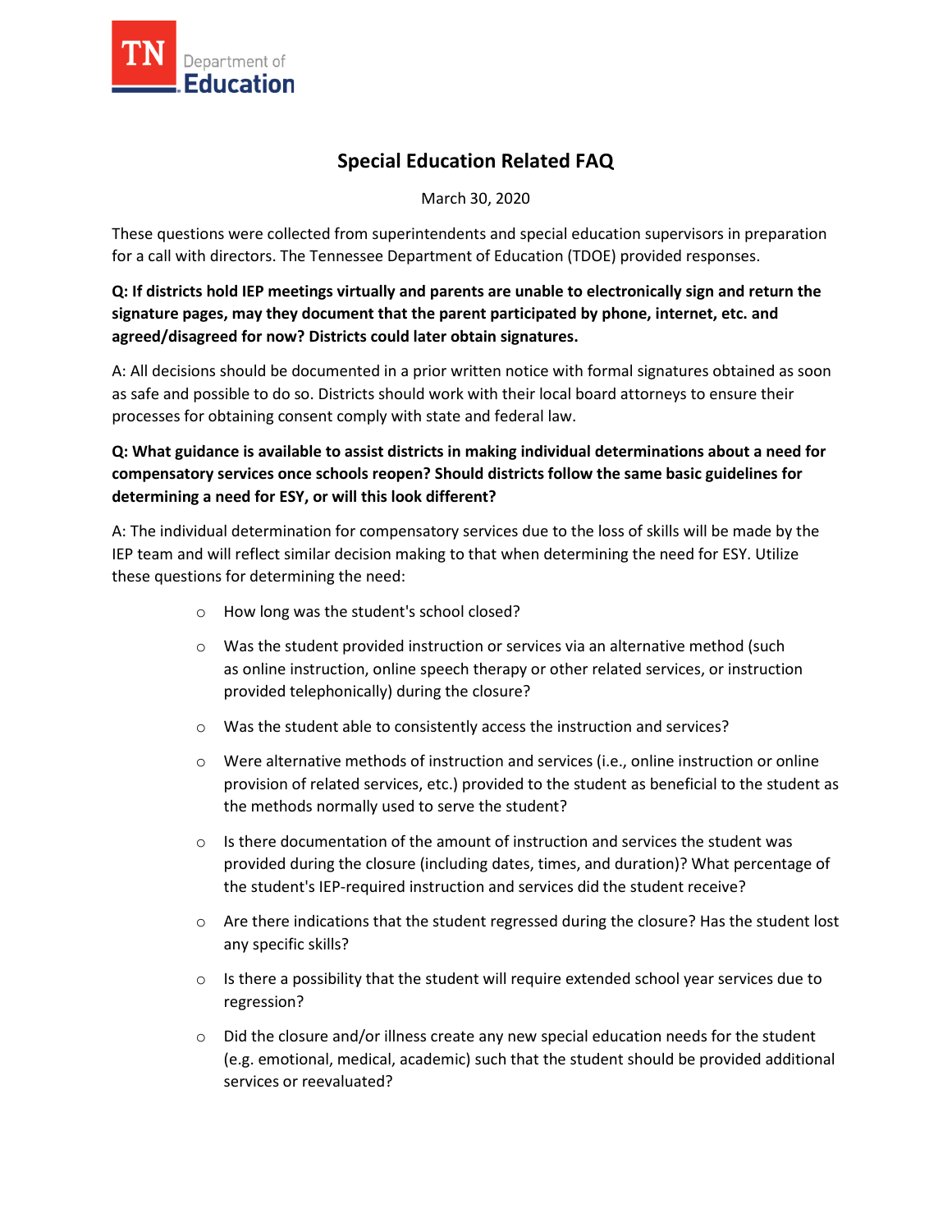# Special Education Related FAQ

March 30, 2020

These questions were collected from superintendents and special education supervisors in preparation for a call with directors. The Tennessee Department of Education (TDOE) provided responses.

**Q: If districts hold IEP meetings virtually and parents are unable to electronically sign and return the signature pages, may they document that the parent participated by phone, internet, etc. and agreed/disagreed for now? Districts could later obtain signatures.**

A: All decisions should be documented in a prior written notice with formal signatures obtained as soon as safe and possible to do so. Districts should work with their local board attorneys to ensure their processes for obtaining consent comply with state and federal law.

**Q: What guidance is available to assist districts in making individual determinations about a need for compensatory services once schools reopen? Should districts follow the same basic guidelines for determining a need for ESY, or will this look different?**

A: The individual determination for compensatory services due to the loss of skills will be made by the IEP team and will reflect similar decision making to that when determining the need for ESY. Utilize these questions for determining the need:

- How long was the student's school closed?
- Was the student provided instruction or services via an alternative method (such as online instruction, online speech therapy or other related services, or instruction provided telephonically) during the closure?
- Was the student able to consistently access the instruction and services?
- Were alternative methods of instruction and services (i.e., online instruction or online provision of related services, etc.) provided to the student as beneficial to the student as the methods normally used to serve the student?
- Is there documentation of the amount of instruction and services the student was provided during the closure (including dates, times, and duration)? What percentage of the student's IEP-required instruction and services did the student receive?
- Are there indications that the student regressed during the closure? Has the student lost any specific skills?
- Is there a possibility that the student will require extended school year services due to regression?
- Did the closure and/or illness create any new special education needs for the student (e.g. emotional, medical, academic) such that the student should be provided additional services or reevaluated?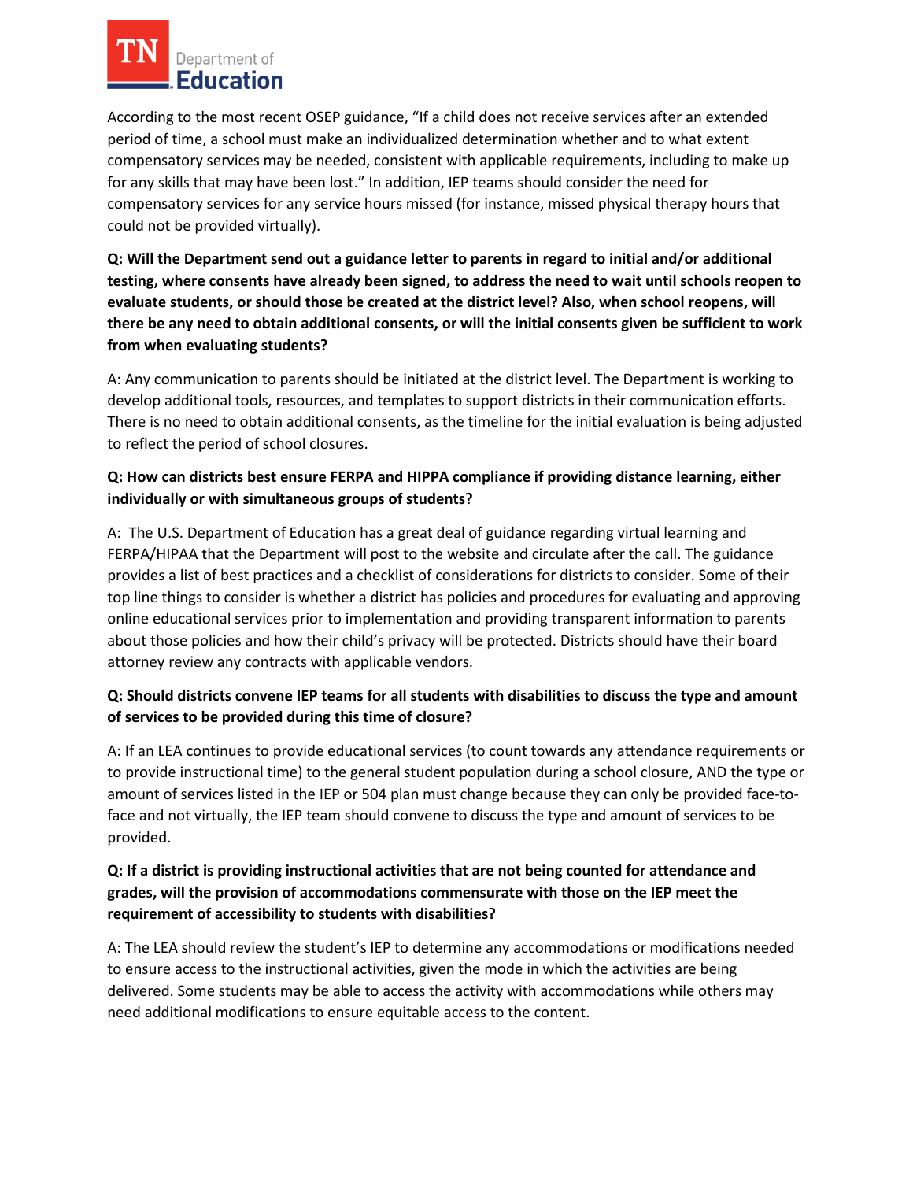According to the most recent OSEP guidance, "If a child does not receive services after an extended period of time, a school must make an individualized determination whether and to what extent compensatory services may be needed, consistent with applicable requirements, including to make up for any skills that may have been lost." In addition, IEP teams should consider the need for compensatory services for any service hours missed (for instance, missed physical therapy hours that could not be provided virtually).

**Q: Will the Department send out a guidance letter to parents in regard to initial and/or additional testing, where consents have already been signed, to address the need to wait until schools reopen to evaluate students, or should those be created at the district level? Also, when school reopens, will there be any need to obtain additional consents, or will the initial consents given be sufficient to work from when evaluating students?**

A: Any communication to parents should be initiated at the district level. The Department is working to develop additional tools, resources, and templates to support districts in their communication efforts. There is no need to obtain additional consents, as the timeline for the initial evaluation is being adjusted to reflect the period of school closures.

**Q: How can districts best ensure FERPA and HIPPA compliance if providing distance learning, either individually or with simultaneous groups of students?**

A: The U.S. Department of Education has a great deal of guidance regarding virtual learning and FERPA/HIPAA that the Department will post to the website and circulate after the call. The guidance provides a list of best practices and a checklist of considerations for districts to consider. Some of their top line things to consider is whether a district has policies and procedures for evaluating and approving online educational services prior to implementation and providing transparent information to parents about those policies and how their child's privacy will be protected. Districts should have their board attorney review any contracts with applicable vendors.

**Q: Should districts convene IEP teams for all students with disabilities to discuss the type and amount of services to be provided during this time of closure?**

A: If an LEA continues to provide educational services (to count towards any attendance requirements or to provide instructional time) to the general student population during a school closure, AND the type or amount of services listed in the IEP or 504 plan must change because they can only be provided face-to-face and not virtually, the IEP team should convene to discuss the type and amount of services to be provided.

**Q: If a district is providing instructional activities that are not being counted for attendance and grades, will the provision of accommodations commensurate with those on the IEP meet the requirement of accessibility to students with disabilities?**

A: The LEA should review the student's IEP to determine any accommodations or modifications needed to ensure access to the instructional activities, given the mode in which the activities are being delivered. Some students may be able to access the activity with accommodations while others may need additional modifications to ensure equitable access to the content.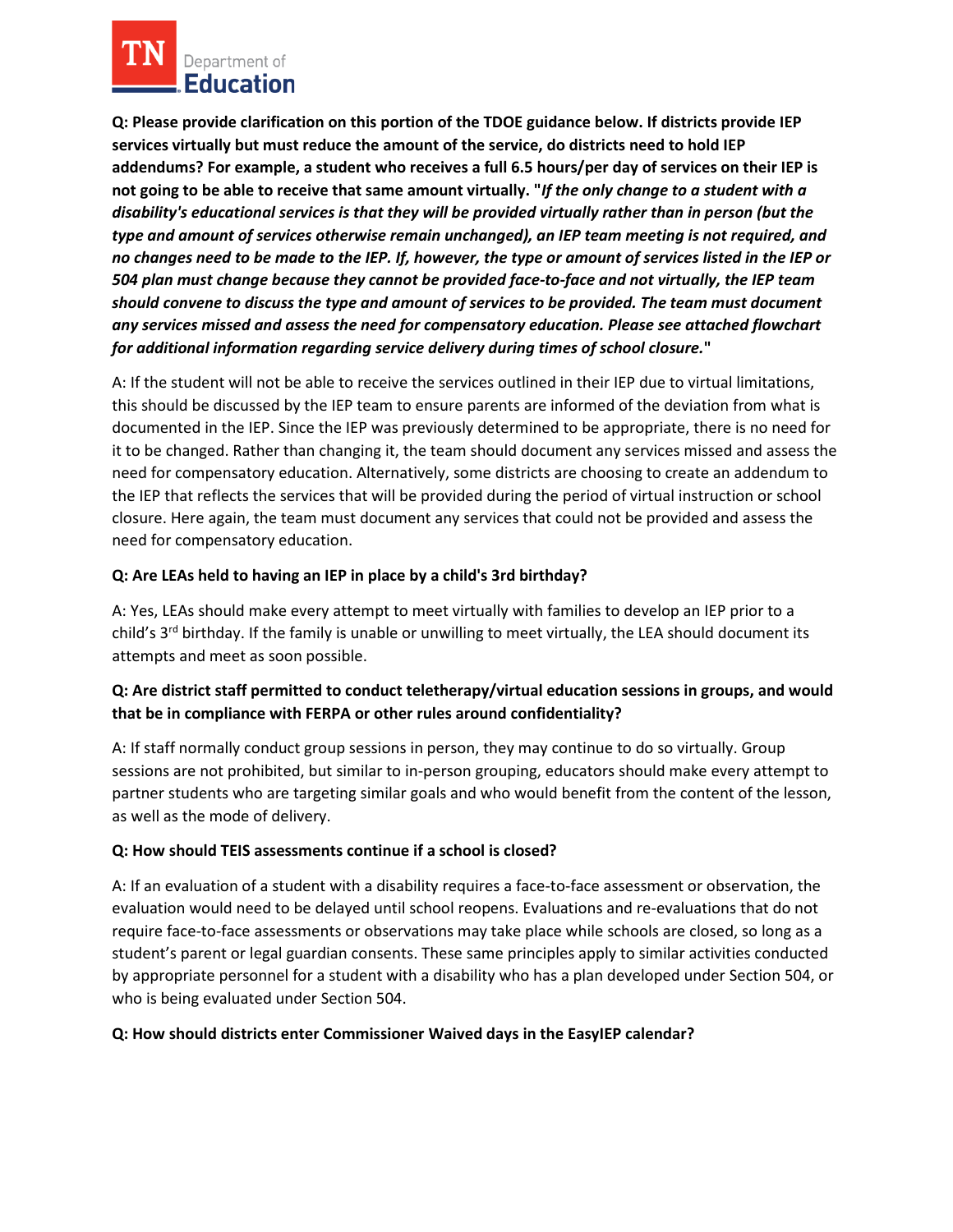**Q: Please provide clarification on this portion of the TDOE guidance below. If districts provide IEP services virtually but must reduce the amount of the service, do districts need to hold IEP addendums? For example, a student who receives a full 6.5 hours/per day of services on their IEP is not going to be able to receive that same amount virtually. "*If the only change to a student with a disability's educational services is that they will be provided virtually rather than in person (but the type and amount of services otherwise remain unchanged), an IEP team meeting is not required, and no changes need to be made to the IEP. If, however, the type or amount of services listed in the IEP or 504 plan must change because they cannot be provided face-to-face and not virtually, the IEP team should convene to discuss the type and amount of services to be provided. The team must document any services missed and assess the need for compensatory education. Please see attached flowchart for additional information regarding service delivery during times of school closure.*"**

A: If the student will not be able to receive the services outlined in their IEP due to virtual limitations, this should be discussed by the IEP team to ensure parents are informed of the deviation from what is documented in the IEP. Since the IEP was previously determined to be appropriate, there is no need for it to be changed. Rather than changing it, the team should document any services missed and assess the need for compensatory education. Alternatively, some districts are choosing to create an addendum to the IEP that reflects the services that will be provided during the period of virtual instruction or school closure. Here again, the team must document any services that could not be provided and assess the need for compensatory education.

**Q: Are LEAs held to having an IEP in place by a child's 3rd birthday?**

A: Yes, LEAs should make every attempt to meet virtually with families to develop an IEP prior to a child's 3rd birthday. If the family is unable or unwilling to meet virtually, the LEA should document its attempts and meet as soon possible.

**Q: Are district staff permitted to conduct teletherapy/virtual education sessions in groups, and would that be in compliance with FERPA or other rules around confidentiality?**

A: If staff normally conduct group sessions in person, they may continue to do so virtually. Group sessions are not prohibited, but similar to in-person grouping, educators should make every attempt to partner students who are targeting similar goals and who would benefit from the content of the lesson, as well as the mode of delivery.

**Q: How should TEIS assessments continue if a school is closed?**

A: If an evaluation of a student with a disability requires a face-to-face assessment or observation, the evaluation would need to be delayed until school reopens. Evaluations and re-evaluations that do not require face-to-face assessments or observations may take place while schools are closed, so long as a student's parent or legal guardian consents. These same principles apply to similar activities conducted by appropriate personnel for a student with a disability who has a plan developed under Section 504, or who is being evaluated under Section 504.

**Q: How should districts enter Commissioner Waived days in the EasyIEP calendar?**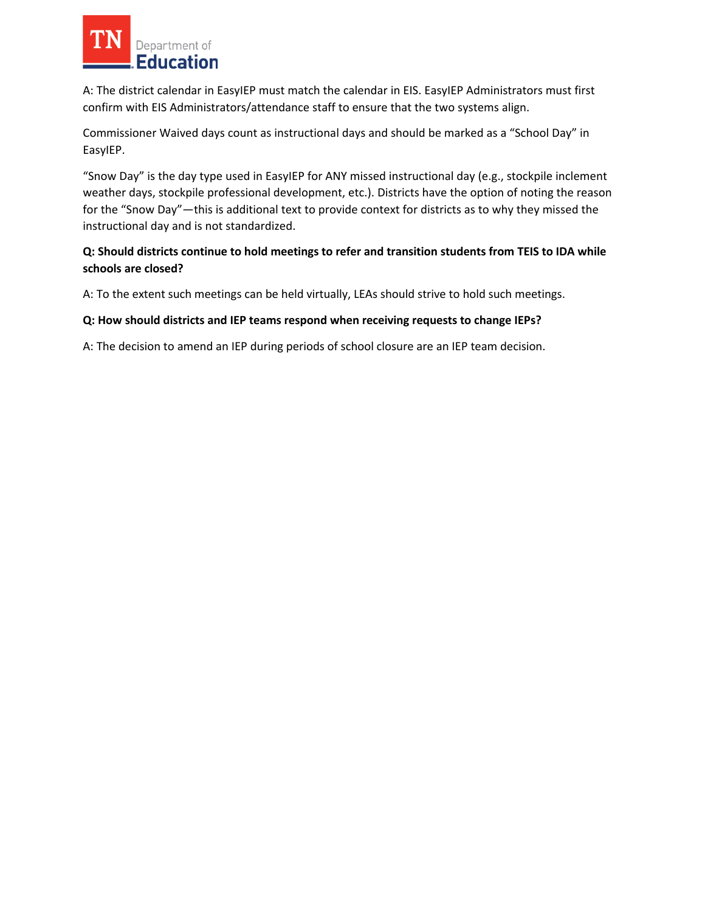A: The district calendar in EasyIEP must match the calendar in EIS. EasyIEP Administrators must first confirm with EIS Administrators/attendance staff to ensure that the two systems align.

Commissioner Waived days count as instructional days and should be marked as a "School Day" in EasyIEP.

"Snow Day" is the day type used in EasyIEP for ANY missed instructional day (e.g., stockpile inclement weather days, stockpile professional development, etc.). Districts have the option of noting the reason for the "Snow Day"—this is additional text to provide context for districts as to why they missed the instructional day and is not standardized.

**Q: Should districts continue to hold meetings to refer and transition students from TEIS to IDA while schools are closed?**

A: To the extent such meetings can be held virtually, LEAs should strive to hold such meetings.

**Q: How should districts and IEP teams respond when receiving requests to change IEPs?**

A: The decision to amend an IEP during periods of school closure are an IEP team decision.